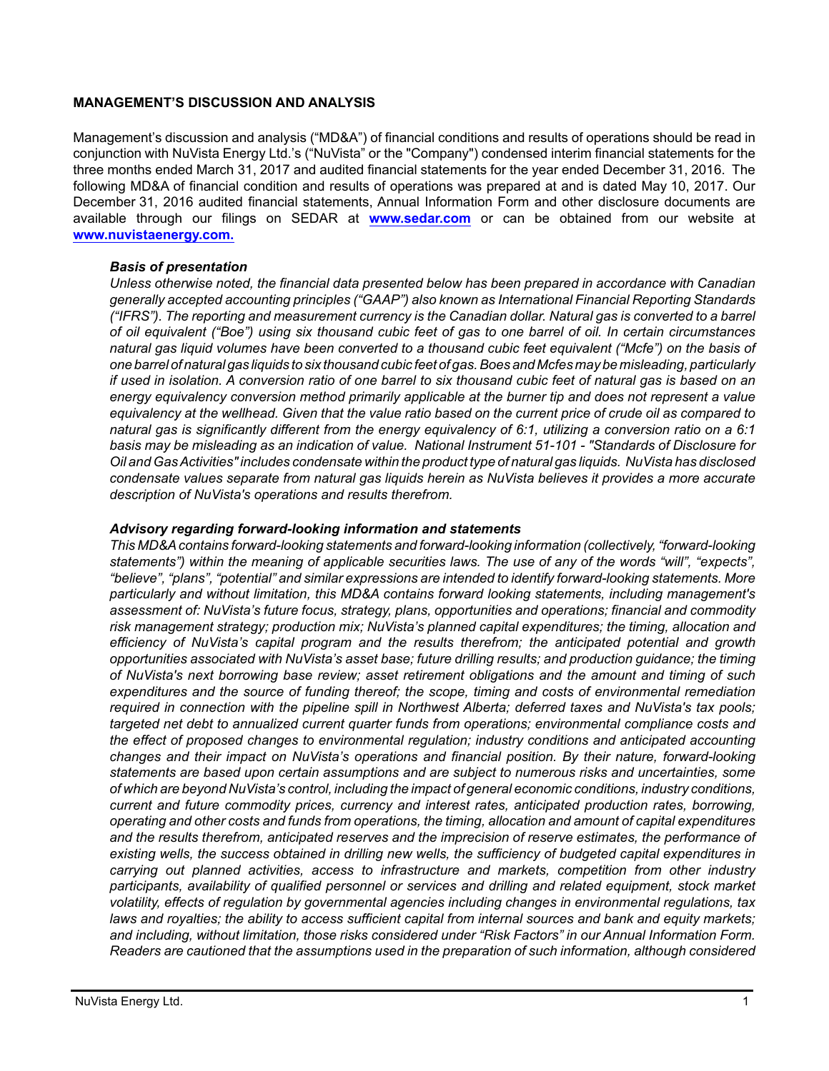## MANAGEMENT'S DISCUSSION AND ANALYSIS

Management's discussion and analysis ("MD&A") of financial conditions and results of operations should be read in conjunction with NuVista Energy Ltd.'s ("NuVista" or the "Company") condensed interim financial statements for the three months ended March 31, 2017 and audited financial statements for the year ended December 31, 2016. The following MD&A of financial condition and results of operations was prepared at and is dated May 10, 2017. Our December 31, 2016 audited financial statements, Annual Information Form and other disclosure documents are available through our filings on SEDAR at **www.sedar.com** or can be obtained from our website at **www.nuvistaenergy.com.**

### *Basis of presentation*

*Unless otherwise noted, the financial data presented below has been prepared in accordance with Canadian generally accepted accounting principles ("GAAP") also known as International Financial Reporting Standards ("IFRS"). The reporting and measurement currency is the Canadian dollar. Natural gas is converted to a barrel of oil equivalent ("Boe") using six thousand cubic feet of gas to one barrel of oil. In certain circumstances natural gas liquid volumes have been converted to a thousand cubic feet equivalent ("Mcfe") on the basis of one barrel of natural gas liquids to six thousand cubic feet of gas. Boes and Mcfes may be misleading, particularly if used in isolation. A conversion ratio of one barrel to six thousand cubic feet of natural gas is based on an energy equivalency conversion method primarily applicable at the burner tip and does not represent a value equivalency at the wellhead. Given that the value ratio based on the current price of crude oil as compared to natural gas is significantly different from the energy equivalency of 6:1, utilizing a conversion ratio on a 6:1 basis may be misleading as an indication of value. National Instrument 51-101 - "Standards of Disclosure for Oil and Gas Activities" includes condensate within the product type of natural gas liquids. NuVista has disclosed condensate values separate from natural gas liquids herein as NuVista believes it provides a more accurate description of NuVista's operations and results therefrom.*

### *Advisory regarding forward-looking information and statements*

*This MD&A contains forward-looking statements and forward-looking information (collectively, "forward-looking statements") within the meaning of applicable securities laws. The use of any of the words "will", "expects", "believe", "plans", "potential" and similar expressions are intended to identify forward-looking statements. More particularly and without limitation, this MD&A contains forward looking statements, including management's assessment of: NuVista's future focus, strategy, plans, opportunities and operations; financial and commodity risk management strategy; production mix; NuVista's planned capital expenditures; the timing, allocation and efficiency of NuVista's capital program and the results therefrom; the anticipated potential and growth opportunities associated with NuVista's asset base; future drilling results; and production guidance; the timing of NuVista's next borrowing base review; asset retirement obligations and the amount and timing of such expenditures and the source of funding thereof; the scope, timing and costs of environmental remediation required in connection with the pipeline spill in Northwest Alberta; deferred taxes and NuVista's tax pools; targeted net debt to annualized current quarter funds from operations; environmental compliance costs and the effect of proposed changes to environmental regulation; industry conditions and anticipated accounting changes and their impact on NuVista's operations and financial position. By their nature, forward-looking statements are based upon certain assumptions and are subject to numerous risks and uncertainties, some of which are beyond NuVista's control, including the impact of general economic conditions, industry conditions, current and future commodity prices, currency and interest rates, anticipated production rates, borrowing, operating and other costs and funds from operations, the timing, allocation and amount of capital expenditures and the results therefrom, anticipated reserves and the imprecision of reserve estimates, the performance of existing wells, the success obtained in drilling new wells, the sufficiency of budgeted capital expenditures in carrying out planned activities, access to infrastructure and markets, competition from other industry participants, availability of qualified personnel or services and drilling and related equipment, stock market volatility, effects of regulation by governmental agencies including changes in environmental regulations, tax laws and royalties; the ability to access sufficient capital from internal sources and bank and equity markets; and including, without limitation, those risks considered under "Risk Factors" in our Annual Information Form. Readers are cautioned that the assumptions used in the preparation of such information, although considered*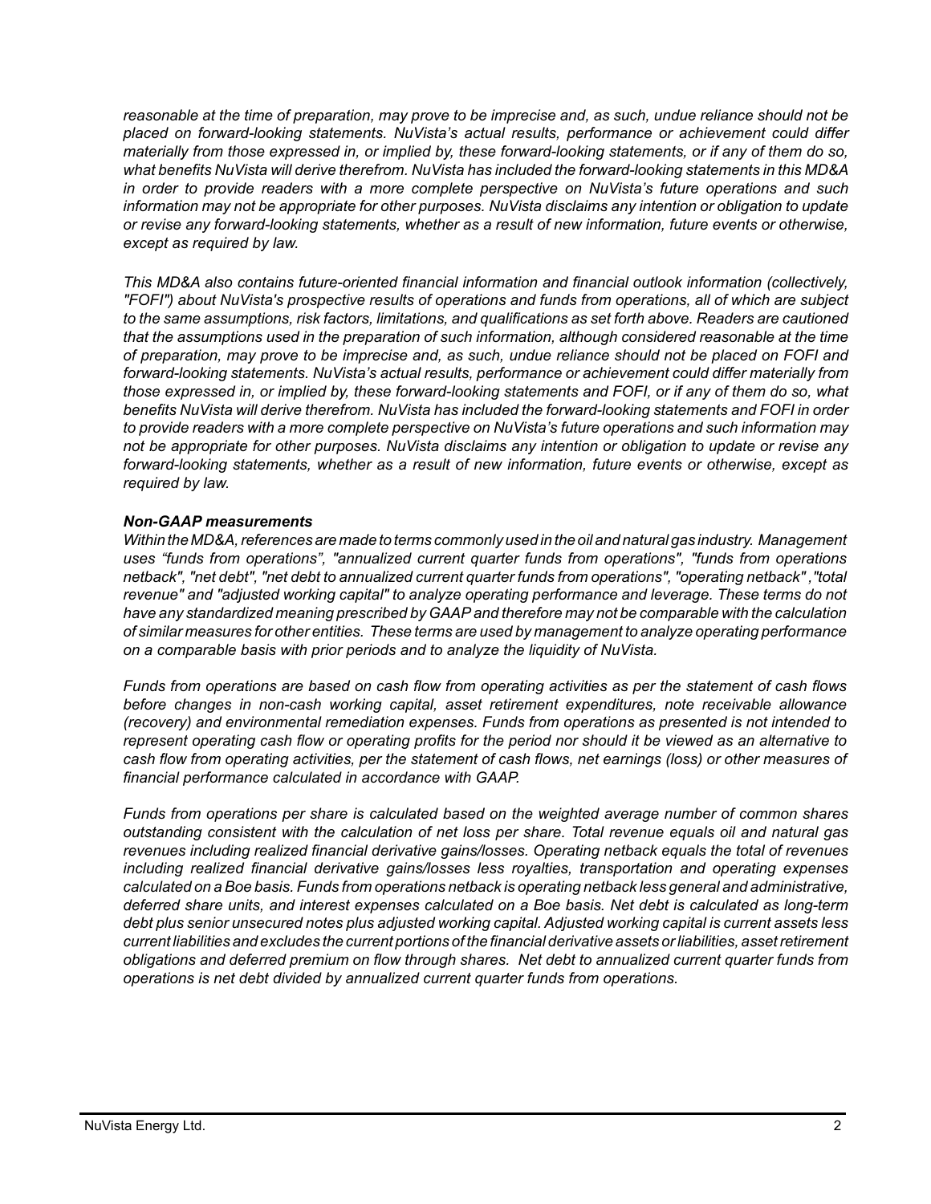*reasonable at the time of preparation, may prove to be imprecise and, as such, undue reliance should not be placed on forward-looking statements. NuVista's actual results, performance or achievement could differ materially from those expressed in, or implied by, these forward-looking statements, or if any of them do so, what benefits NuVista will derive therefrom. NuVista has included the forward-looking statements in this MD&A in order to provide readers with a more complete perspective on NuVista's future operations and such information may not be appropriate for other purposes. NuVista disclaims any intention or obligation to update or revise any forward-looking statements, whether as a result of new information, future events or otherwise, except as required by law.*

*This MD&A also contains future-oriented financial information and financial outlook information (collectively, "FOFI") about NuVista's prospective results of operations and funds from operations, all of which are subject to the same assumptions, risk factors, limitations, and qualifications as set forth above. Readers are cautioned that the assumptions used in the preparation of such information, although considered reasonable at the time of preparation, may prove to be imprecise and, as such, undue reliance should not be placed on FOFI and forward-looking statements. NuVista's actual results, performance or achievement could differ materially from those expressed in, or implied by, these forward-looking statements and FOFI, or if any of them do so, what benefits NuVista will derive therefrom. NuVista has included the forward-looking statements and FOFI in order to provide readers with a more complete perspective on NuVista's future operations and such information may not be appropriate for other purposes. NuVista disclaims any intention or obligation to update or revise any forward-looking statements, whether as a result of new information, future events or otherwise, except as required by law.*

***Non-GAAP measurements***

*Within the MD&A, references are made to terms commonly used in the oil and natural gas industry. Management uses "funds from operations", "annualized current quarter funds from operations", "funds from operations netback", "net debt", "net debt to annualized current quarter funds from operations", "operating netback", "total revenue" and "adjusted working capital" to analyze operating performance and leverage. These terms do not have any standardized meaning prescribed by GAAP and therefore may not be comparable with the calculation of similar measures for other entities. These terms are used by management to analyze operating performance on a comparable basis with prior periods and to analyze the liquidity of NuVista.*

*Funds from operations are based on cash flow from operating activities as per the statement of cash flows before changes in non-cash working capital, asset retirement expenditures, note receivable allowance (recovery) and environmental remediation expenses. Funds from operations as presented is not intended to represent operating cash flow or operating profits for the period nor should it be viewed as an alternative to cash flow from operating activities, per the statement of cash flows, net earnings (loss) or other measures of financial performance calculated in accordance with GAAP.*

*Funds from operations per share is calculated based on the weighted average number of common shares outstanding consistent with the calculation of net loss per share. Total revenue equals oil and natural gas revenues including realized financial derivative gains/losses. Operating netback equals the total of revenues including realized financial derivative gains/losses less royalties, transportation and operating expenses calculated on a Boe basis. Funds from operations netback is operating netback less general and administrative, deferred share units, and interest expenses calculated on a Boe basis. Net debt is calculated as long-term debt plus senior unsecured notes plus adjusted working capital. Adjusted working capital is current assets less current liabilities and excludes the current portions of the financial derivative assets or liabilities, asset retirement obligations and deferred premium on flow through shares. Net debt to annualized current quarter funds from operations is net debt divided by annualized current quarter funds from operations.*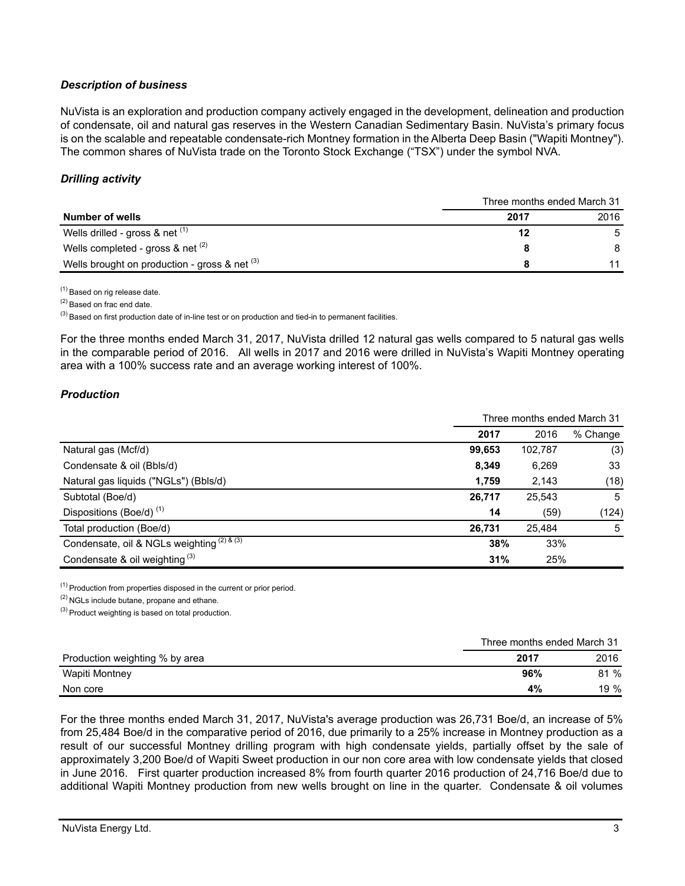### *Description of business*

NuVista is an exploration and production company actively engaged in the development, delineation and production of condensate, oil and natural gas reserves in the Western Canadian Sedimentary Basin. NuVista's primary focus is on the scalable and repeatable condensate-rich Montney formation in the Alberta Deep Basin ("Wapiti Montney"). The common shares of NuVista trade on the Toronto Stock Exchange ("TSX") under the symbol NVA.

### *Drilling activity*

| | Three months ended March 31 | |
|---|---|---|
| **Number of wells** | **2017** | 2016 |
| Wells drilled - gross & net [1] | **12** | 5 |
| Wells completed - gross & net [2] | **8** | 8 |
| Wells brought on production - gross & net [3] | **8** | 11 |

[1] Based on rig release date.

[2] Based on frac end date.

[3] Based on first production date of in-line test or on production and tied-in to permanent facilities.

For the three months ended March 31, 2017, NuVista drilled 12 natural gas wells compared to 5 natural gas wells in the comparable period of 2016. All wells in 2017 and 2016 were drilled in NuVista's Wapiti Montney operating area with a 100% success rate and an average working interest of 100%.

### *Production*

| | Three months ended March 31 | | |
|---|---|---|---|
| | **2017** | 2016 | % Change |
| Natural gas (Mcf/d) | **99,653** | 102,787 | (3) |
| Condensate & oil (Bbls/d) | **8,349** | 6,269 | 33 |
| Natural gas liquids ("NGLs") (Bbls/d) | **1,759** | 2,143 | (18) |
| Subtotal (Boe/d) | **26,717** | 25,543 | 5 |
| Dispositions (Boe/d) [1] | **14** | (59) | (124) |
| Total production (Boe/d) | **26,731** | 25,484 | 5 |
| Condensate, oil & NGLs weighting [2] & [3] | **38%** | 33% | |
| Condensate & oil weighting [3] | **31%** | 25% | |

[1] Production from properties disposed in the current or prior period.

[2] NGLs include butane, propane and ethane.

[3] Product weighting is based on total production.

| | Three months ended March 31 | |
|---|---|---|
| Production weighting % by area | **2017** | 2016 |
| Wapiti Montney | **96%** | 81 % |
| Non core | **4%** | 19 % |

For the three months ended March 31, 2017, NuVista's average production was 26,731 Boe/d, an increase of 5% from 25,484 Boe/d in the comparative period of 2016, due primarily to a 25% increase in Montney production as a result of our successful Montney drilling program with high condensate yields, partially offset by the sale of approximately 3,200 Boe/d of Wapiti Sweet production in our non core area with low condensate yields that closed in June 2016. First quarter production increased 8% from fourth quarter 2016 production of 24,716 Boe/d due to additional Wapiti Montney production from new wells brought on line in the quarter. Condensate & oil volumes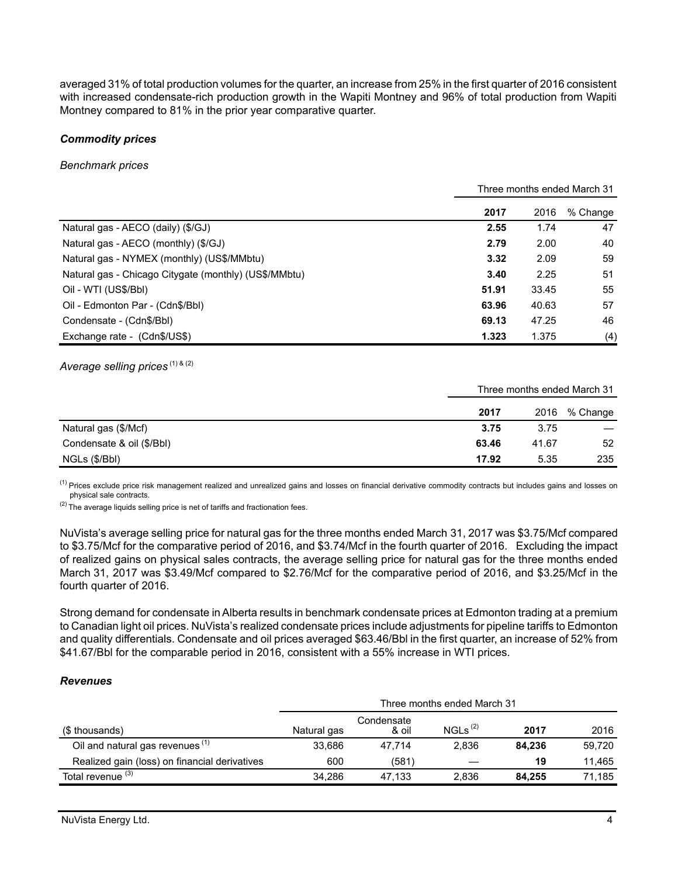averaged 31% of total production volumes for the quarter, an increase from 25% in the first quarter of 2016 consistent with increased condensate-rich production growth in the Wapiti Montney and 96% of total production from Wapiti Montney compared to 81% in the prior year comparative quarter.

### *Commodity prices*

*Benchmark prices*

| | Three months ended March 31 | | |
|---|---|---|---|
| | **2017** | 2016 | % Change |
| Natural gas - AECO (daily) ($/GJ) | **2.55** | 1.74 | 47 |
| Natural gas - AECO (monthly) ($/GJ) | **2.79** | 2.00 | 40 |
| Natural gas - NYMEX (monthly) (US$/MMbtu) | **3.32** | 2.09 | 59 |
| Natural gas - Chicago Citygate (monthly) (US$/MMbtu) | **3.40** | 2.25 | 51 |
| Oil - WTI (US$/Bbl) | **51.91** | 33.45 | 55 |
| Oil - Edmonton Par - (Cdn$/Bbl) | **63.96** | 40.63 | 57 |
| Condensate - (Cdn$/Bbl) | **69.13** | 47.25 | 46 |
| Exchange rate - (Cdn$/US$) | **1.323** | 1.375 | (4) |

*Average selling prices* (1) & (2)

| | Three months ended March 31 | | |
|---|---|---|---|
| | **2017** | 2016 | % Change |
| Natural gas ($/Mcf) | **3.75** | 3.75 | — |
| Condensate & oil ($/Bbl) | **63.46** | 41.67 | 52 |
| NGLs ($/Bbl) | **17.92** | 5.35 | 235 |

(1) Prices exclude price risk management realized and unrealized gains and losses on financial derivative commodity contracts but includes gains and losses on physical sale contracts.

(2) The average liquids selling price is net of tariffs and fractionation fees.

NuVista's average selling price for natural gas for the three months ended March 31, 2017 was $3.75/Mcf compared to $3.75/Mcf for the comparative period of 2016, and $3.74/Mcf in the fourth quarter of 2016. Excluding the impact of realized gains on physical sales contracts, the average selling price for natural gas for the three months ended March 31, 2017 was $3.49/Mcf compared to $2.76/Mcf for the comparative period of 2016, and $3.25/Mcf in the fourth quarter of 2016.

Strong demand for condensate in Alberta results in benchmark condensate prices at Edmonton trading at a premium to Canadian light oil prices. NuVista's realized condensate prices include adjustments for pipeline tariffs to Edmonton and quality differentials. Condensate and oil prices averaged $63.46/Bbl in the first quarter, an increase of 52% from $41.67/Bbl for the comparable period in 2016, consistent with a 55% increase in WTI prices.

### *Revenues*

| | Three months ended March 31 | | | | |
|---|---|---|---|---|---|
| ($ thousands) | Natural gas | Condensate & oil | NGLs (2) | **2017** | 2016 |
| Oil and natural gas revenues (1) | 33,686 | 47,714 | 2,836 | **84,236** | 59,720 |
| Realized gain (loss) on financial derivatives | 600 | (581) | — | **19** | 11,465 |
| Total revenue (3) | 34,286 | 47,133 | 2,836 | **84,255** | 71,185 |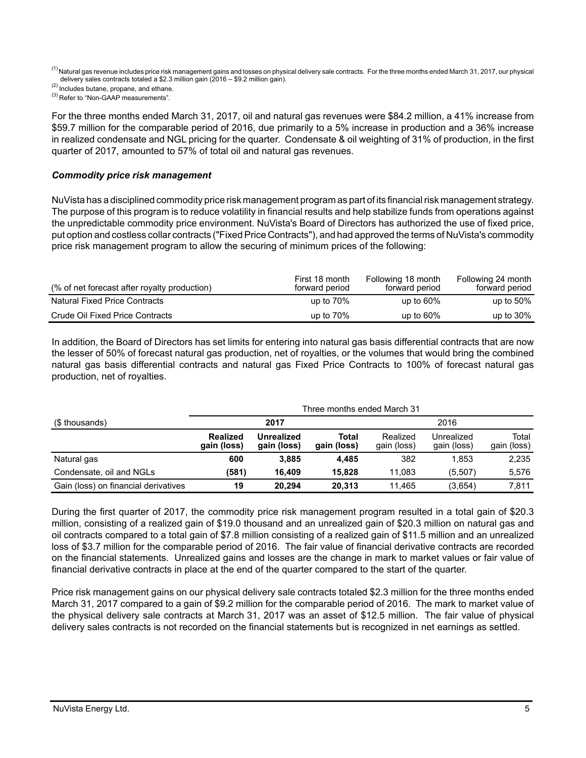(1) Natural gas revenue includes price risk management gains and losses on physical delivery sale contracts. For the three months ended March 31, 2017, our physical delivery sales contracts totaled a $2.3 million gain (2016 – $9.2 million gain).

(2) Includes butane, propane, and ethane.

(3) Refer to "Non-GAAP measurements".

For the three months ended March 31, 2017, oil and natural gas revenues were $84.2 million, a 41% increase from $59.7 million for the comparable period of 2016, due primarily to a 5% increase in production and a 36% increase in realized condensate and NGL pricing for the quarter. Condensate & oil weighting of 31% of production, in the first quarter of 2017, amounted to 57% of total oil and natural gas revenues.

### *Commodity price risk management*

NuVista has a disciplined commodity price risk management program as part of its financial risk management strategy. The purpose of this program is to reduce volatility in financial results and help stabilize funds from operations against the unpredictable commodity price environment. NuVista's Board of Directors has authorized the use of fixed price, put option and costless collar contracts ("Fixed Price Contracts"), and had approved the terms of NuVista's commodity price risk management program to allow the securing of minimum prices of the following:

| (% of net forecast after royalty production) | First 18 month forward period | Following 18 month forward period | Following 24 month forward period |
|---|---|---|---|
| Natural Fixed Price Contracts | up to 70% | up to 60% | up to 50% |
| Crude Oil Fixed Price Contracts | up to 70% | up to 60% | up to 30% |

In addition, the Board of Directors has set limits for entering into natural gas basis differential contracts that are now the lesser of 50% of forecast natural gas production, net of royalties, or the volumes that would bring the combined natural gas basis differential contracts and natural gas Fixed Price Contracts to 100% of forecast natural gas production, net of royalties.

| | Three months ended March 31 | | | | | |
|---|---|---|---|---|---|---|
| ($ thousands) | **2017** | | | 2016 | | |
| | **Realized gain (loss)** | **Unrealized gain (loss)** | **Total gain (loss)** | Realized gain (loss) | Unrealized gain (loss) | Total gain (loss) |
| Natural gas | **600** | **3,885** | **4,485** | 382 | 1,853 | 2,235 |
| Condensate, oil and NGLs | **(581)** | **16,409** | **15,828** | 11,083 | (5,507) | 5,576 |
| Gain (loss) on financial derivatives | **19** | **20,294** | **20,313** | 11,465 | (3,654) | 7,811 |

During the first quarter of 2017, the commodity price risk management program resulted in a total gain of $20.3 million, consisting of a realized gain of $19.0 thousand and an unrealized gain of $20.3 million on natural gas and oil contracts compared to a total gain of $7.8 million consisting of a realized gain of $11.5 million and an unrealized loss of $3.7 million for the comparable period of 2016. The fair value of financial derivative contracts are recorded on the financial statements. Unrealized gains and losses are the change in mark to market values or fair value of financial derivative contracts in place at the end of the quarter compared to the start of the quarter.

Price risk management gains on our physical delivery sale contracts totaled $2.3 million for the three months ended March 31, 2017 compared to a gain of $9.2 million for the comparable period of 2016. The mark to market value of the physical delivery sale contracts at March 31, 2017 was an asset of $12.5 million. The fair value of physical delivery sales contracts is not recorded on the financial statements but is recognized in net earnings as settled.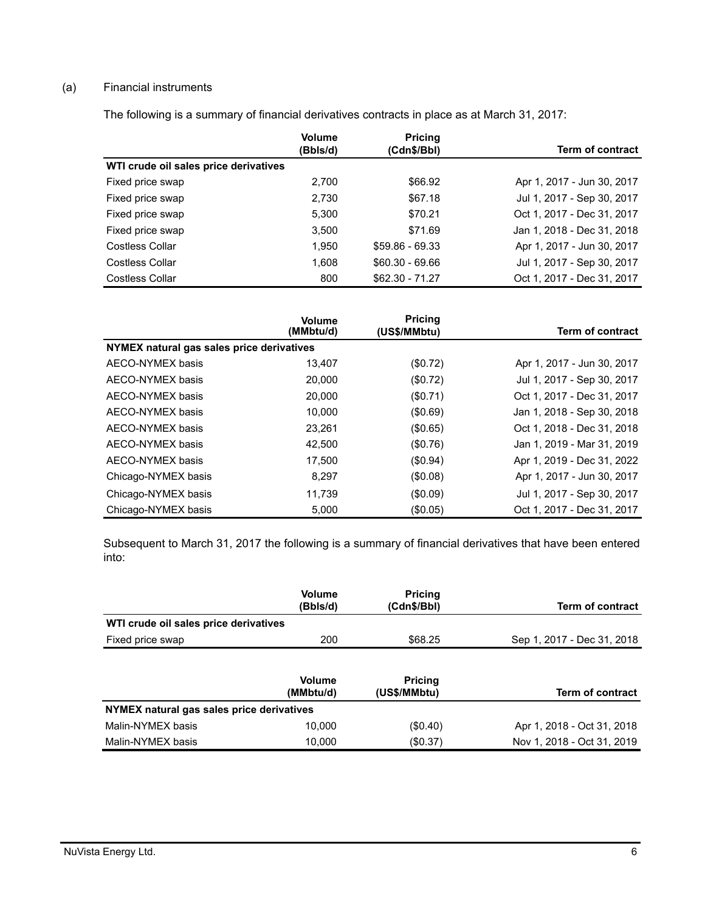(a) Financial instruments

The following is a summary of financial derivatives contracts in place as at March 31, 2017:

| | Volume (Bbls/d) | Pricing (Cdn$/Bbl) | Term of contract |
|---|---|---|---|
| **WTI crude oil sales price derivatives** | | | |
| Fixed price swap | 2,700 | $66.92 | Apr 1, 2017 - Jun 30, 2017 |
| Fixed price swap | 2,730 | $67.18 | Jul 1, 2017 - Sep 30, 2017 |
| Fixed price swap | 5,300 | $70.21 | Oct 1, 2017 - Dec 31, 2017 |
| Fixed price swap | 3,500 | $71.69 | Jan 1, 2018 - Dec 31, 2018 |
| Costless Collar | 1,950 | $59.86 - 69.33 | Apr 1, 2017 - Jun 30, 2017 |
| Costless Collar | 1,608 | $60.30 - 69.66 | Jul 1, 2017 - Sep 30, 2017 |
| Costless Collar | 800 | $62.30 - 71.27 | Oct 1, 2017 - Dec 31, 2017 |

| | Volume (MMbtu/d) | Pricing (US$/MMbtu) | Term of contract |
|---|---|---|---|
| **NYMEX natural gas sales price derivatives** | | | |
| AECO-NYMEX basis | 13,407 | ($0.72) | Apr 1, 2017 - Jun 30, 2017 |
| AECO-NYMEX basis | 20,000 | ($0.72) | Jul 1, 2017 - Sep 30, 2017 |
| AECO-NYMEX basis | 20,000 | ($0.71) | Oct 1, 2017 - Dec 31, 2017 |
| AECO-NYMEX basis | 10,000 | ($0.69) | Jan 1, 2018 - Sep 30, 2018 |
| AECO-NYMEX basis | 23,261 | ($0.65) | Oct 1, 2018 - Dec 31, 2018 |
| AECO-NYMEX basis | 42,500 | ($0.76) | Jan 1, 2019 - Mar 31, 2019 |
| AECO-NYMEX basis | 17,500 | ($0.94) | Apr 1, 2019 - Dec 31, 2022 |
| Chicago-NYMEX basis | 8,297 | ($0.08) | Apr 1, 2017 - Jun 30, 2017 |
| Chicago-NYMEX basis | 11,739 | ($0.09) | Jul 1, 2017 - Sep 30, 2017 |
| Chicago-NYMEX basis | 5,000 | ($0.05) | Oct 1, 2017 - Dec 31, 2017 |

Subsequent to March 31, 2017 the following is a summary of financial derivatives that have been entered into:

| | Volume (Bbls/d) | Pricing (Cdn$/Bbl) | Term of contract |
|---|---|---|---|
| **WTI crude oil sales price derivatives** | | | |
| Fixed price swap | 200 | $68.25 | Sep 1, 2017 - Dec 31, 2018 |

| | Volume (MMbtu/d) | Pricing (US$/MMbtu) | Term of contract |
|---|---|---|---|
| **NYMEX natural gas sales price derivatives** | | | |
| Malin-NYMEX basis | 10,000 | ($0.40) | Apr 1, 2018 - Oct 31, 2018 |
| Malin-NYMEX basis | 10,000 | ($0.37) | Nov 1, 2018 - Oct 31, 2019 |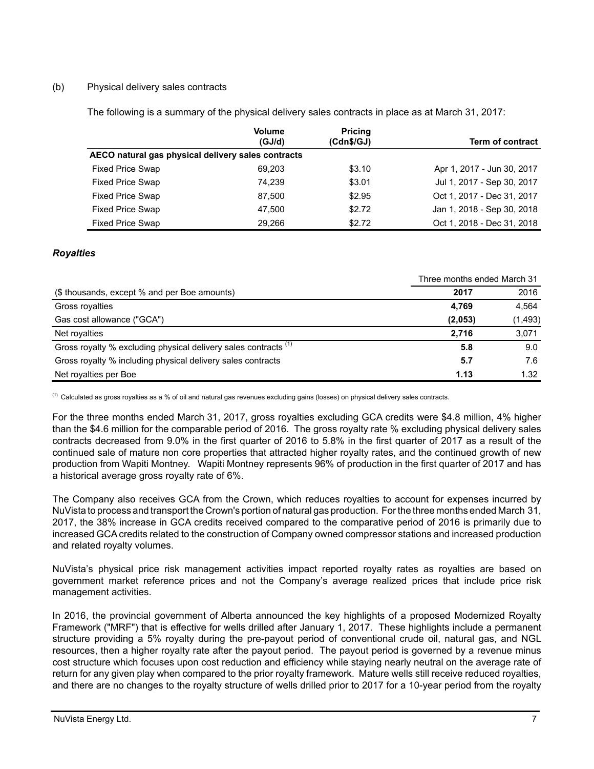(b) Physical delivery sales contracts

The following is a summary of the physical delivery sales contracts in place as at March 31, 2017:

| | Volume (GJ/d) | Pricing (Cdn$/GJ) | Term of contract |
|---|---|---|---|
| **AECO natural gas physical delivery sales contracts** | | | |
| Fixed Price Swap | 69,203 | $3.10 | Apr 1, 2017 - Jun 30, 2017 |
| Fixed Price Swap | 74,239 | $3.01 | Jul 1, 2017 - Sep 30, 2017 |
| Fixed Price Swap | 87,500 | $2.95 | Oct 1, 2017 - Dec 31, 2017 |
| Fixed Price Swap | 47,500 | $2.72 | Jan 1, 2018 - Sep 30, 2018 |
| Fixed Price Swap | 29,266 | $2.72 | Oct 1, 2018 - Dec 31, 2018 |

### *Royalties*

| | Three months ended March 31 | |
|---|---|---|
| ($ thousands, except % and per Boe amounts) | **2017** | 2016 |
| Gross royalties | **4,769** | 4,564 |
| Gas cost allowance ("GCA") | **(2,053)** | (1,493) |
| Net royalties | **2,716** | 3,071 |
| Gross royalty % excluding physical delivery sales contracts [(1)] | **5.8** | 9.0 |
| Gross royalty % including physical delivery sales contracts | **5.7** | 7.6 |
| Net royalties per Boe | **1.13** | 1.32 |

(1) Calculated as gross royalties as a % of oil and natural gas revenues excluding gains (losses) on physical delivery sales contracts.

For the three months ended March 31, 2017, gross royalties excluding GCA credits were $4.8 million, 4% higher than the $4.6 million for the comparable period of 2016. The gross royalty rate % excluding physical delivery sales contracts decreased from 9.0% in the first quarter of 2016 to 5.8% in the first quarter of 2017 as a result of the continued sale of mature non core properties that attracted higher royalty rates, and the continued growth of new production from Wapiti Montney. Wapiti Montney represents 96% of production in the first quarter of 2017 and has a historical average gross royalty rate of 6%.

The Company also receives GCA from the Crown, which reduces royalties to account for expenses incurred by NuVista to process and transport the Crown's portion of natural gas production. For the three months ended March 31, 2017, the 38% increase in GCA credits received compared to the comparative period of 2016 is primarily due to increased GCA credits related to the construction of Company owned compressor stations and increased production and related royalty volumes.

NuVista's physical price risk management activities impact reported royalty rates as royalties are based on government market reference prices and not the Company's average realized prices that include price risk management activities.

In 2016, the provincial government of Alberta announced the key highlights of a proposed Modernized Royalty Framework ("MRF") that is effective for wells drilled after January 1, 2017. These highlights include a permanent structure providing a 5% royalty during the pre-payout period of conventional crude oil, natural gas, and NGL resources, then a higher royalty rate after the payout period. The payout period is governed by a revenue minus cost structure which focuses upon cost reduction and efficiency while staying nearly neutral on the average rate of return for any given play when compared to the prior royalty framework. Mature wells still receive reduced royalties, and there are no changes to the royalty structure of wells drilled prior to 2017 for a 10-year period from the royalty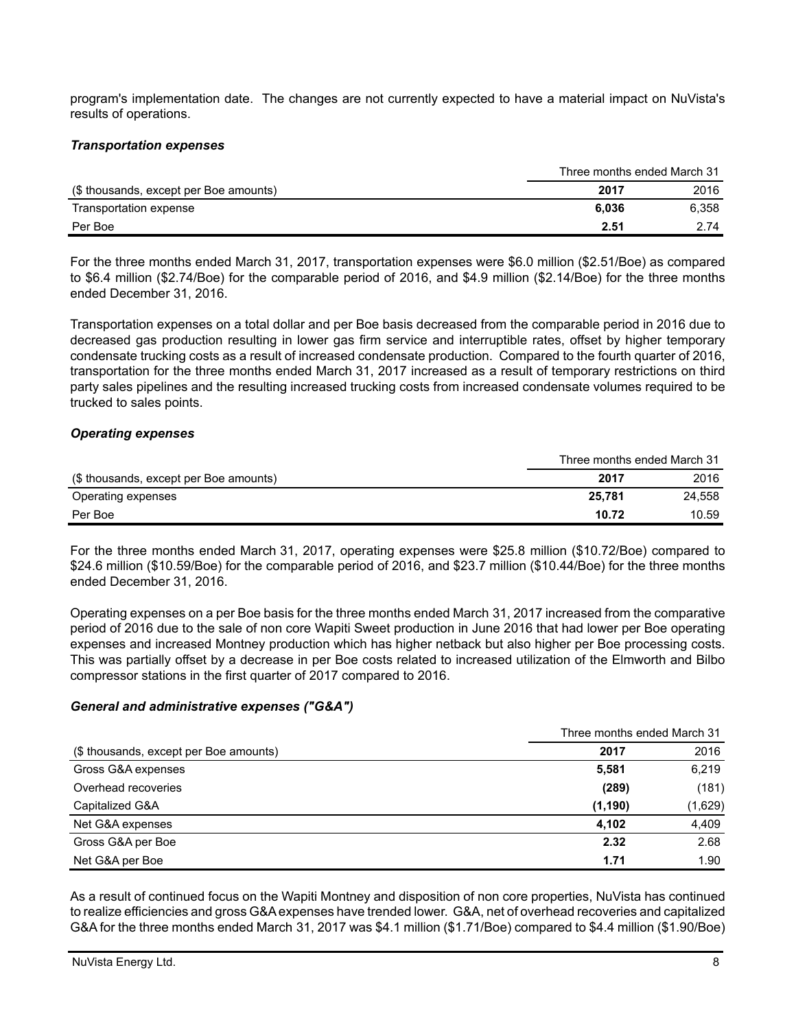program's implementation date. The changes are not currently expected to have a material impact on NuVista's results of operations.

### *Transportation expenses*

| | Three months ended March 31 | |
|---|---|---|
| ($ thousands, except per Boe amounts) | **2017** | 2016 |
| Transportation expense | **6,036** | 6,358 |
| Per Boe | **2.51** | 2.74 |

For the three months ended March 31, 2017, transportation expenses were $6.0 million ($2.51/Boe) as compared to $6.4 million ($2.74/Boe) for the comparable period of 2016, and $4.9 million ($2.14/Boe) for the three months ended December 31, 2016.

Transportation expenses on a total dollar and per Boe basis decreased from the comparable period in 2016 due to decreased gas production resulting in lower gas firm service and interruptible rates, offset by higher temporary condensate trucking costs as a result of increased condensate production. Compared to the fourth quarter of 2016, transportation for the three months ended March 31, 2017 increased as a result of temporary restrictions on third party sales pipelines and the resulting increased trucking costs from increased condensate volumes required to be trucked to sales points.

### *Operating expenses*

| | Three months ended March 31 | |
|---|---|---|
| ($ thousands, except per Boe amounts) | **2017** | 2016 |
| Operating expenses | **25,781** | 24,558 |
| Per Boe | **10.72** | 10.59 |

For the three months ended March 31, 2017, operating expenses were $25.8 million ($10.72/Boe) compared to $24.6 million ($10.59/Boe) for the comparable period of 2016, and $23.7 million ($10.44/Boe) for the three months ended December 31, 2016.

Operating expenses on a per Boe basis for the three months ended March 31, 2017 increased from the comparative period of 2016 due to the sale of non core Wapiti Sweet production in June 2016 that had lower per Boe operating expenses and increased Montney production which has higher netback but also higher per Boe processing costs. This was partially offset by a decrease in per Boe costs related to increased utilization of the Elmworth and Bilbo compressor stations in the first quarter of 2017 compared to 2016.

### *General and administrative expenses ("G&A")*

| | Three months ended March 31 | |
|---|---|---|
| ($ thousands, except per Boe amounts) | **2017** | 2016 |
| Gross G&A expenses | **5,581** | 6,219 |
| Overhead recoveries | **(289)** | (181) |
| Capitalized G&A | **(1,190)** | (1,629) |
| Net G&A expenses | **4,102** | 4,409 |
| Gross G&A per Boe | **2.32** | 2.68 |
| Net G&A per Boe | **1.71** | 1.90 |

As a result of continued focus on the Wapiti Montney and disposition of non core properties, NuVista has continued to realize efficiencies and gross G&A expenses have trended lower. G&A, net of overhead recoveries and capitalized G&A for the three months ended March 31, 2017 was $4.1 million ($1.71/Boe) compared to $4.4 million ($1.90/Boe)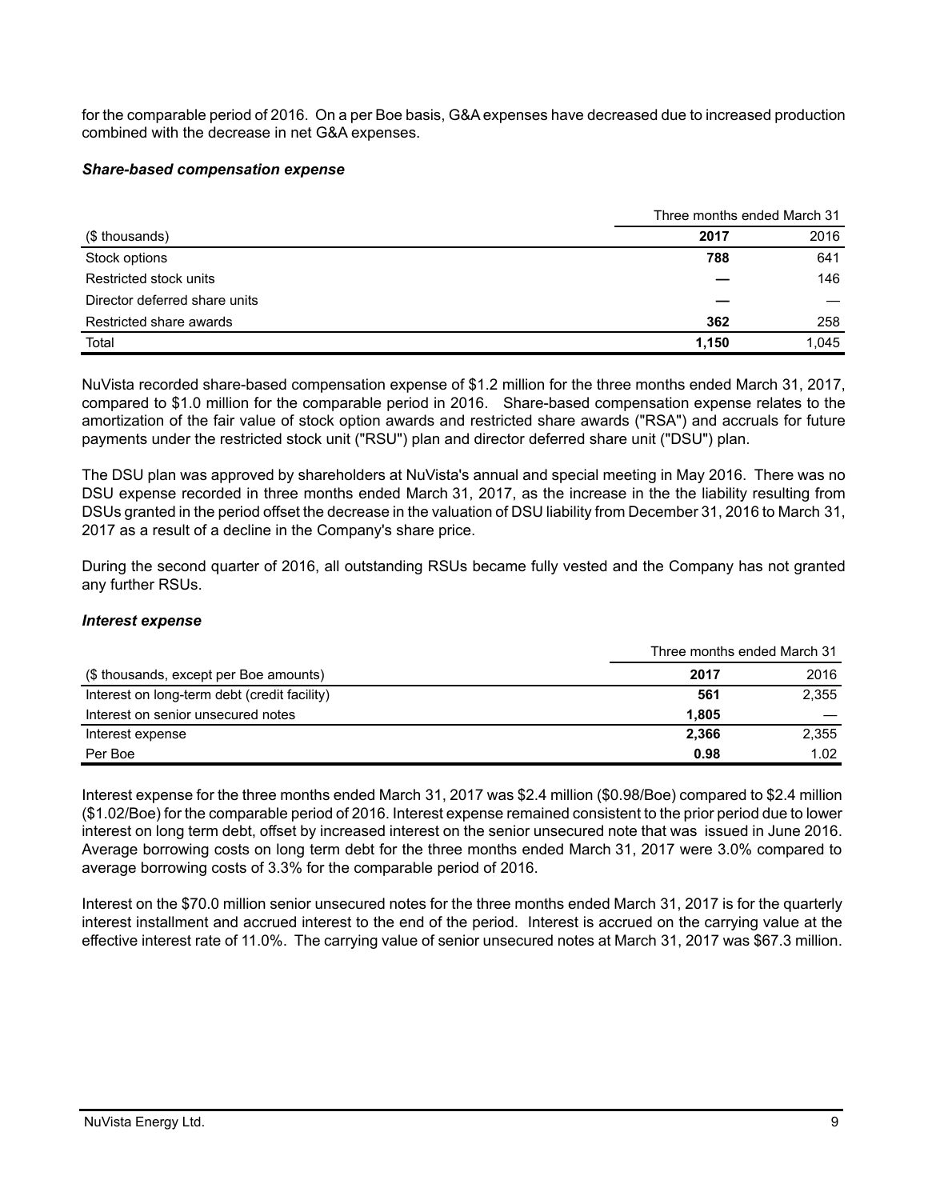for the comparable period of 2016. On a per Boe basis, G&A expenses have decreased due to increased production combined with the decrease in net G&A expenses.

### *Share-based compensation expense*

| | Three months ended March 31 | |
|---|---|---|
| ($ thousands) | **2017** | 2016 |
| Stock options | **788** | 641 |
| Restricted stock units | **—** | 146 |
| Director deferred share units | **—** | — |
| Restricted share awards | **362** | 258 |
| Total | **1,150** | 1,045 |

NuVista recorded share-based compensation expense of $1.2 million for the three months ended March 31, 2017, compared to $1.0 million for the comparable period in 2016. Share-based compensation expense relates to the amortization of the fair value of stock option awards and restricted share awards ("RSA") and accruals for future payments under the restricted stock unit ("RSU") plan and director deferred share unit ("DSU") plan.

The DSU plan was approved by shareholders at NuVista's annual and special meeting in May 2016. There was no DSU expense recorded in three months ended March 31, 2017, as the increase in the the liability resulting from DSUs granted in the period offset the decrease in the valuation of DSU liability from December 31, 2016 to March 31, 2017 as a result of a decline in the Company's share price.

During the second quarter of 2016, all outstanding RSUs became fully vested and the Company has not granted any further RSUs.

### *Interest expense*

| | Three months ended March 31 | |
|---|---|---|
| ($ thousands, except per Boe amounts) | **2017** | 2016 |
| Interest on long-term debt (credit facility) | **561** | 2,355 |
| Interest on senior unsecured notes | **1,805** | — |
| Interest expense | **2,366** | 2,355 |
| Per Boe | **0.98** | 1.02 |

Interest expense for the three months ended March 31, 2017 was $2.4 million ($0.98/Boe) compared to $2.4 million ($1.02/Boe) for the comparable period of 2016. Interest expense remained consistent to the prior period due to lower interest on long term debt, offset by increased interest on the senior unsecured note that was issued in June 2016. Average borrowing costs on long term debt for the three months ended March 31, 2017 were 3.0% compared to average borrowing costs of 3.3% for the comparable period of 2016.

Interest on the $70.0 million senior unsecured notes for the three months ended March 31, 2017 is for the quarterly interest installment and accrued interest to the end of the period. Interest is accrued on the carrying value at the effective interest rate of 11.0%. The carrying value of senior unsecured notes at March 31, 2017 was $67.3 million.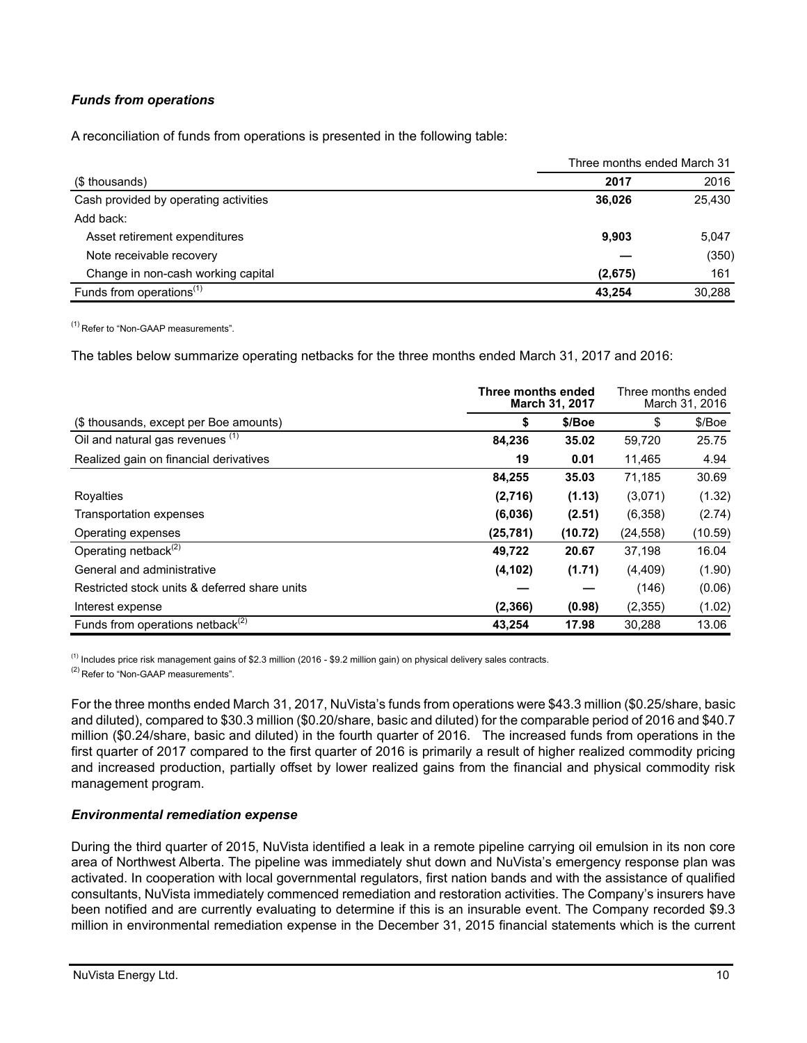### *Funds from operations*

A reconciliation of funds from operations is presented in the following table:

| | Three months ended March 31 | |
|---|---|---|
| ($ thousands) | **2017** | 2016 |
| Cash provided by operating activities | **36,026** | 25,430 |
| Add back: | | |
| Asset retirement expenditures | **9,903** | 5,047 |
| Note receivable recovery | **—** | (350) |
| Change in non-cash working capital | **(2,675)** | 161 |
| Funds from operations[(1)] | **43,254** | 30,288 |

[(1)] Refer to "Non-GAAP measurements".

The tables below summarize operating netbacks for the three months ended March 31, 2017 and 2016:

| | **Three months ended March 31, 2017** | | Three months ended March 31, 2016 | |
|---|---|---|---|---|
| ($ thousands, except per Boe amounts) | **$** | **$/Boe** | $ | $/Boe |
| Oil and natural gas revenues [(1)] | **84,236** | **35.02** | 59,720 | 25.75 |
| Realized gain on financial derivatives | **19** | **0.01** | 11,465 | 4.94 |
| | **84,255** | **35.03** | 71,185 | 30.69 |
| Royalties | **(2,716)** | **(1.13)** | (3,071) | (1.32) |
| Transportation expenses | **(6,036)** | **(2.51)** | (6,358) | (2.74) |
| Operating expenses | **(25,781)** | **(10.72)** | (24,558) | (10.59) |
| Operating netback[(2)] | **49,722** | **20.67** | 37,198 | 16.04 |
| General and administrative | **(4,102)** | **(1.71)** | (4,409) | (1.90) |
| Restricted stock units & deferred share units | **—** | **—** | (146) | (0.06) |
| Interest expense | **(2,366)** | **(0.98)** | (2,355) | (1.02) |
| Funds from operations netback[(2)] | **43,254** | **17.98** | 30,288 | 13.06 |

[(1)] Includes price risk management gains of $2.3 million (2016 - $9.2 million gain) on physical delivery sales contracts.

[(2)] Refer to "Non-GAAP measurements".

For the three months ended March 31, 2017, NuVista's funds from operations were $43.3 million ($0.25/share, basic and diluted), compared to $30.3 million ($0.20/share, basic and diluted) for the comparable period of 2016 and $40.7 million ($0.24/share, basic and diluted) in the fourth quarter of 2016. The increased funds from operations in the first quarter of 2017 compared to the first quarter of 2016 is primarily a result of higher realized commodity pricing and increased production, partially offset by lower realized gains from the financial and physical commodity risk management program.

### *Environmental remediation expense*

During the third quarter of 2015, NuVista identified a leak in a remote pipeline carrying oil emulsion in its non core area of Northwest Alberta. The pipeline was immediately shut down and NuVista's emergency response plan was activated. In cooperation with local governmental regulators, first nation bands and with the assistance of qualified consultants, NuVista immediately commenced remediation and restoration activities. The Company's insurers have been notified and are currently evaluating to determine if this is an insurable event. The Company recorded $9.3 million in environmental remediation expense in the December 31, 2015 financial statements which is the current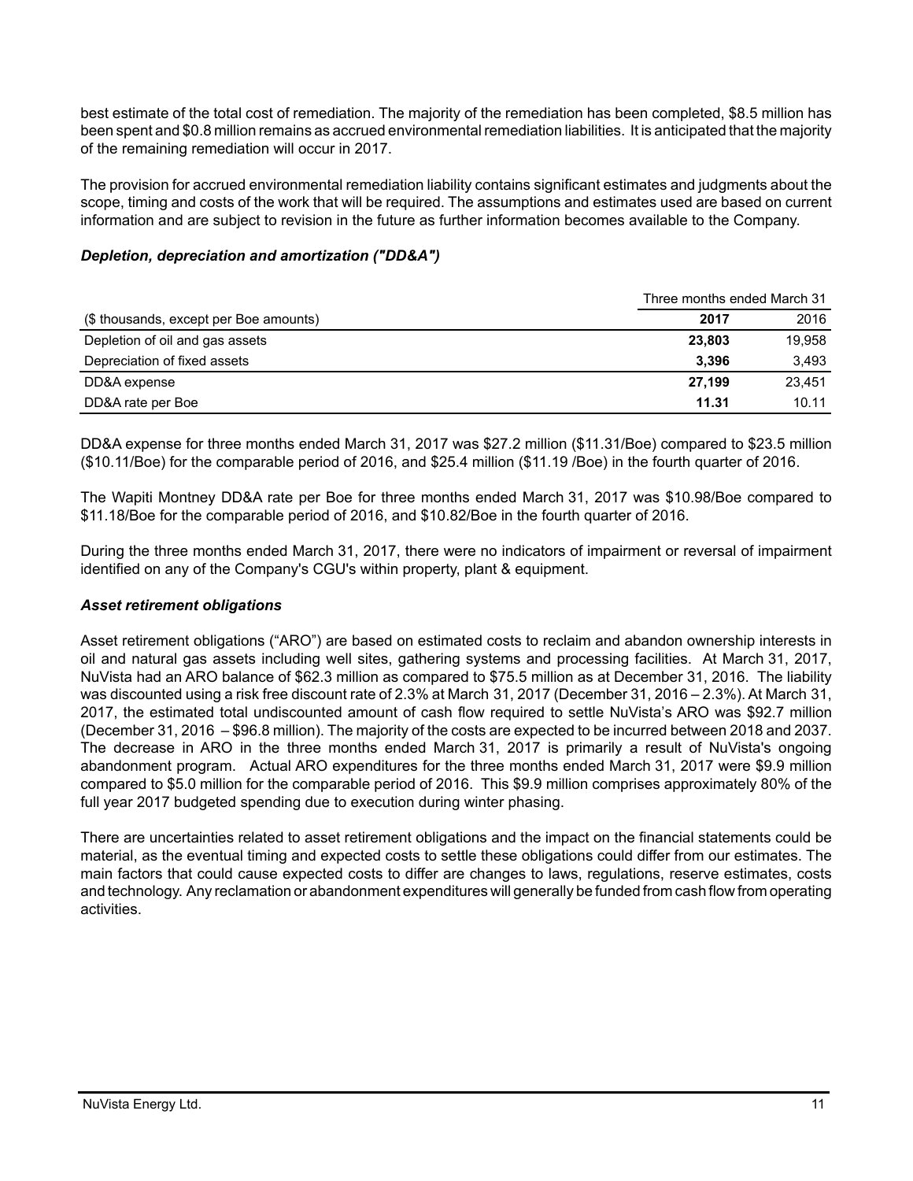best estimate of the total cost of remediation. The majority of the remediation has been completed, $8.5 million has been spent and $0.8 million remains as accrued environmental remediation liabilities. It is anticipated that the majority of the remaining remediation will occur in 2017.

The provision for accrued environmental remediation liability contains significant estimates and judgments about the scope, timing and costs of the work that will be required. The assumptions and estimates used are based on current information and are subject to revision in the future as further information becomes available to the Company.

### *Depletion, depreciation and amortization ("DD&A")*

| | Three months ended March 31 | |
|---|---|---|
| ($ thousands, except per Boe amounts) | **2017** | 2016 |
| Depletion of oil and gas assets | **23,803** | 19,958 |
| Depreciation of fixed assets | **3,396** | 3,493 |
| DD&A expense | **27,199** | 23,451 |
| DD&A rate per Boe | **11.31** | 10.11 |

DD&A expense for three months ended March 31, 2017 was $27.2 million ($11.31/Boe) compared to $23.5 million ($10.11/Boe) for the comparable period of 2016, and $25.4 million ($11.19 /Boe) in the fourth quarter of 2016.

The Wapiti Montney DD&A rate per Boe for three months ended March 31, 2017 was $10.98/Boe compared to $11.18/Boe for the comparable period of 2016, and $10.82/Boe in the fourth quarter of 2016.

During the three months ended March 31, 2017, there were no indicators of impairment or reversal of impairment identified on any of the Company's CGU's within property, plant & equipment.

### *Asset retirement obligations*

Asset retirement obligations ("ARO") are based on estimated costs to reclaim and abandon ownership interests in oil and natural gas assets including well sites, gathering systems and processing facilities. At March 31, 2017, NuVista had an ARO balance of $62.3 million as compared to $75.5 million as at December 31, 2016. The liability was discounted using a risk free discount rate of 2.3% at March 31, 2017 (December 31, 2016 – 2.3%). At March 31, 2017, the estimated total undiscounted amount of cash flow required to settle NuVista's ARO was $92.7 million (December 31, 2016 – $96.8 million). The majority of the costs are expected to be incurred between 2018 and 2037. The decrease in ARO in the three months ended March 31, 2017 is primarily a result of NuVista's ongoing abandonment program. Actual ARO expenditures for the three months ended March 31, 2017 were $9.9 million compared to $5.0 million for the comparable period of 2016. This $9.9 million comprises approximately 80% of the full year 2017 budgeted spending due to execution during winter phasing.

There are uncertainties related to asset retirement obligations and the impact on the financial statements could be material, as the eventual timing and expected costs to settle these obligations could differ from our estimates. The main factors that could cause expected costs to differ are changes to laws, regulations, reserve estimates, costs and technology. Any reclamation or abandonment expenditures will generally be funded from cash flow from operating activities.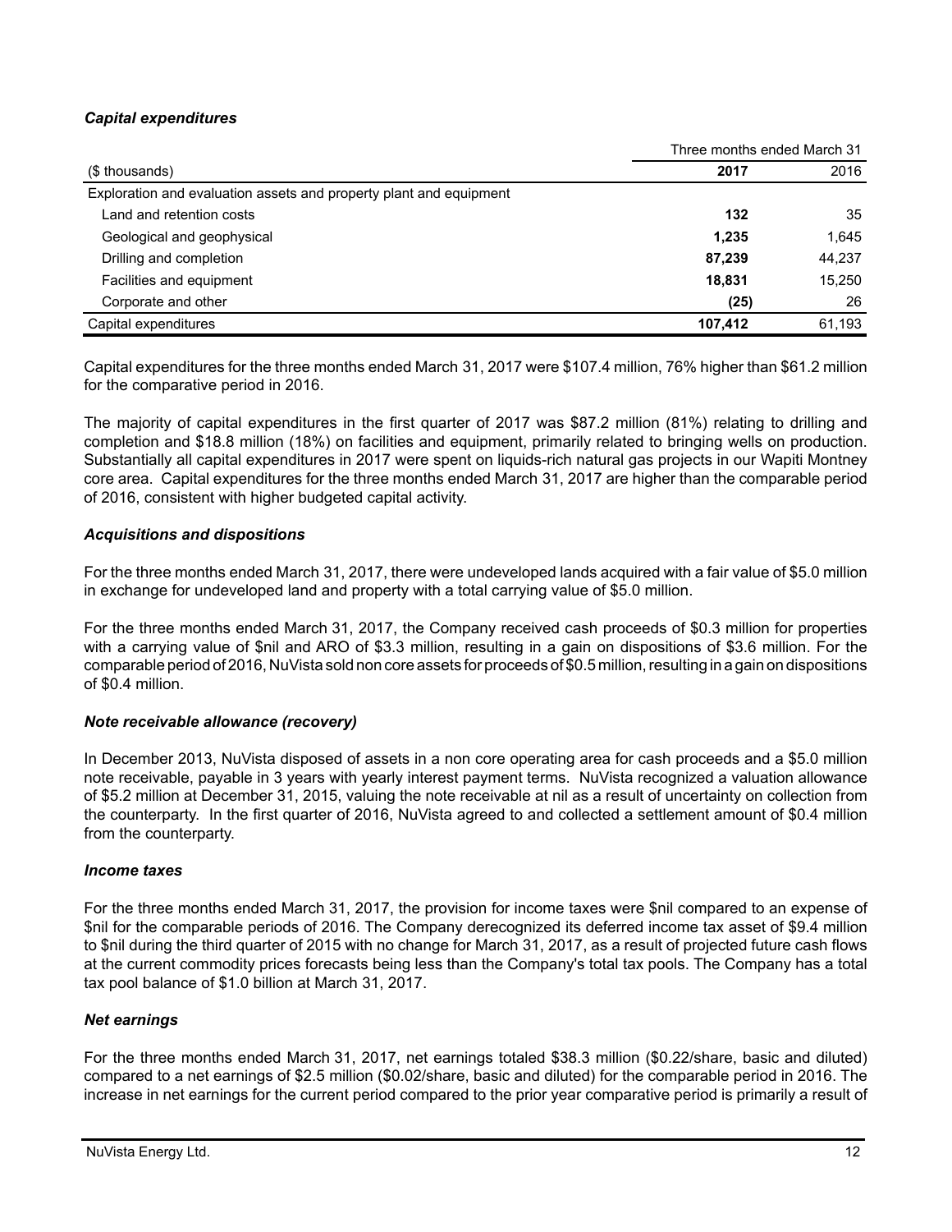### *Capital expenditures*

| ($ thousands) | Three months ended March 31 | |
|---|---|---|
| | **2017** | 2016 |
| Exploration and evaluation assets and property plant and equipment | | |
| Land and retention costs | **132** | 35 |
| Geological and geophysical | **1,235** | 1,645 |
| Drilling and completion | **87,239** | 44,237 |
| Facilities and equipment | **18,831** | 15,250 |
| Corporate and other | **(25)** | 26 |
| Capital expenditures | **107,412** | 61,193 |

Capital expenditures for the three months ended March 31, 2017 were $107.4 million, 76% higher than $61.2 million for the comparative period in 2016.

The majority of capital expenditures in the first quarter of 2017 was $87.2 million (81%) relating to drilling and completion and $18.8 million (18%) on facilities and equipment, primarily related to bringing wells on production. Substantially all capital expenditures in 2017 were spent on liquids-rich natural gas projects in our Wapiti Montney core area. Capital expenditures for the three months ended March 31, 2017 are higher than the comparable period of 2016, consistent with higher budgeted capital activity.

### *Acquisitions and dispositions*

For the three months ended March 31, 2017, there were undeveloped lands acquired with a fair value of $5.0 million in exchange for undeveloped land and property with a total carrying value of $5.0 million.

For the three months ended March 31, 2017, the Company received cash proceeds of $0.3 million for properties with a carrying value of $nil and ARO of $3.3 million, resulting in a gain on dispositions of $3.6 million. For the comparable period of 2016, NuVista sold non core assets for proceeds of $0.5 million, resulting in a gain on dispositions of $0.4 million.

### *Note receivable allowance (recovery)*

In December 2013, NuVista disposed of assets in a non core operating area for cash proceeds and a $5.0 million note receivable, payable in 3 years with yearly interest payment terms. NuVista recognized a valuation allowance of $5.2 million at December 31, 2015, valuing the note receivable at nil as a result of uncertainty on collection from the counterparty. In the first quarter of 2016, NuVista agreed to and collected a settlement amount of $0.4 million from the counterparty.

### *Income taxes*

For the three months ended March 31, 2017, the provision for income taxes were $nil compared to an expense of $nil for the comparable periods of 2016. The Company derecognized its deferred income tax asset of $9.4 million to $nil during the third quarter of 2015 with no change for March 31, 2017, as a result of projected future cash flows at the current commodity prices forecasts being less than the Company's total tax pools. The Company has a total tax pool balance of $1.0 billion at March 31, 2017.

### *Net earnings*

For the three months ended March 31, 2017, net earnings totaled $38.3 million ($0.22/share, basic and diluted) compared to a net earnings of $2.5 million ($0.02/share, basic and diluted) for the comparable period in 2016. The increase in net earnings for the current period compared to the prior year comparative period is primarily a result of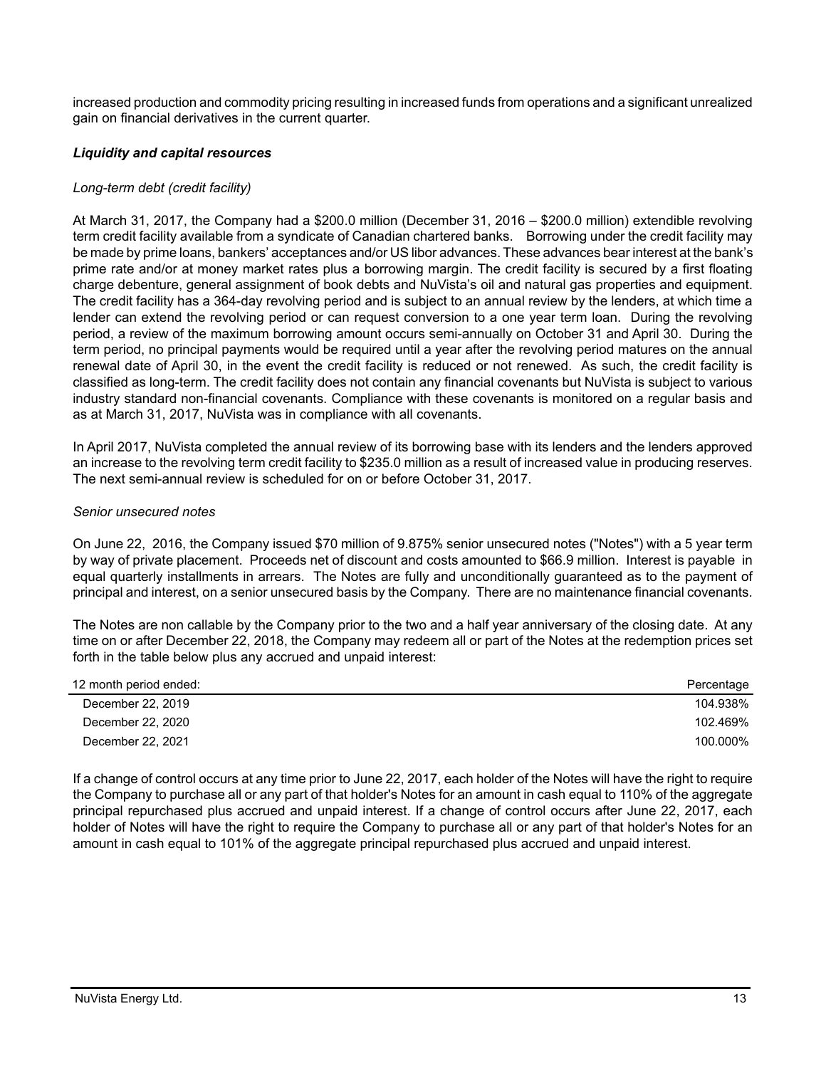increased production and commodity pricing resulting in increased funds from operations and a significant unrealized gain on financial derivatives in the current quarter.

### *Liquidity and capital resources*

*Long-term debt (credit facility)*

At March 31, 2017, the Company had a $200.0 million (December 31, 2016 – $200.0 million) extendible revolving term credit facility available from a syndicate of Canadian chartered banks. Borrowing under the credit facility may be made by prime loans, bankers' acceptances and/or US libor advances. These advances bear interest at the bank's prime rate and/or at money market rates plus a borrowing margin. The credit facility is secured by a first floating charge debenture, general assignment of book debts and NuVista's oil and natural gas properties and equipment. The credit facility has a 364-day revolving period and is subject to an annual review by the lenders, at which time a lender can extend the revolving period or can request conversion to a one year term loan. During the revolving period, a review of the maximum borrowing amount occurs semi-annually on October 31 and April 30. During the term period, no principal payments would be required until a year after the revolving period matures on the annual renewal date of April 30, in the event the credit facility is reduced or not renewed. As such, the credit facility is classified as long-term. The credit facility does not contain any financial covenants but NuVista is subject to various industry standard non-financial covenants. Compliance with these covenants is monitored on a regular basis and as at March 31, 2017, NuVista was in compliance with all covenants.

In April 2017, NuVista completed the annual review of its borrowing base with its lenders and the lenders approved an increase to the revolving term credit facility to $235.0 million as a result of increased value in producing reserves. The next semi-annual review is scheduled for on or before October 31, 2017.

*Senior unsecured notes*

On June 22, 2016, the Company issued $70 million of 9.875% senior unsecured notes ("Notes") with a 5 year term by way of private placement. Proceeds net of discount and costs amounted to $66.9 million. Interest is payable in equal quarterly installments in arrears. The Notes are fully and unconditionally guaranteed as to the payment of principal and interest, on a senior unsecured basis by the Company. There are no maintenance financial covenants.

The Notes are non callable by the Company prior to the two and a half year anniversary of the closing date. At any time on or after December 22, 2018, the Company may redeem all or part of the Notes at the redemption prices set forth in the table below plus any accrued and unpaid interest:

| 12 month period ended: | Percentage |
|---|---|
| December 22, 2019 | 104.938% |
| December 22, 2020 | 102.469% |
| December 22, 2021 | 100.000% |

If a change of control occurs at any time prior to June 22, 2017, each holder of the Notes will have the right to require the Company to purchase all or any part of that holder's Notes for an amount in cash equal to 110% of the aggregate principal repurchased plus accrued and unpaid interest. If a change of control occurs after June 22, 2017, each holder of Notes will have the right to require the Company to purchase all or any part of that holder's Notes for an amount in cash equal to 101% of the aggregate principal repurchased plus accrued and unpaid interest.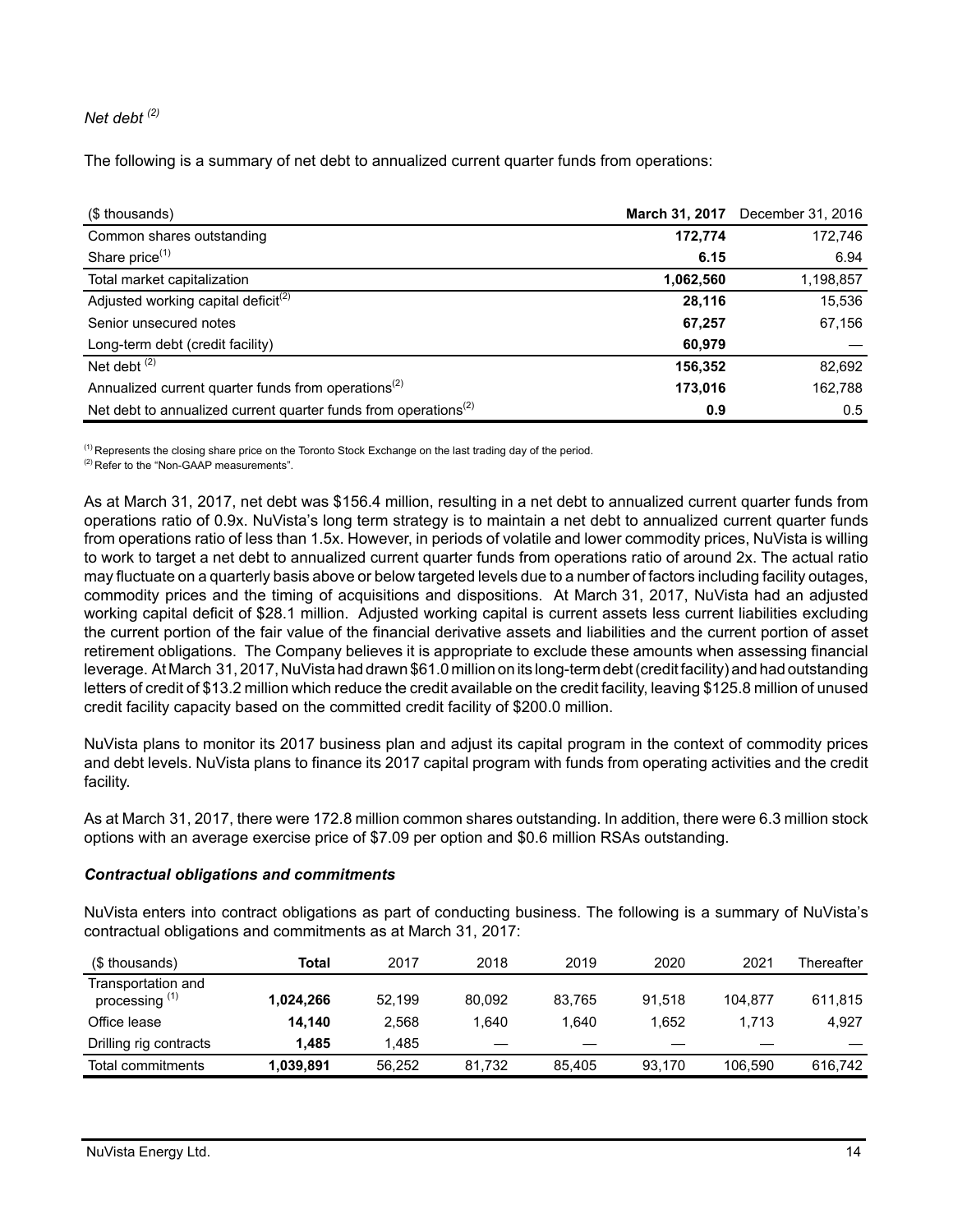*Net debt [(2)]*

The following is a summary of net debt to annualized current quarter funds from operations:

| ($ thousands) | **March 31, 2017** | December 31, 2016 |
|---|---|---|
| Common shares outstanding | **172,774** | 172,746 |
| Share price[(1)] | **6.15** | 6.94 |
| Total market capitalization | **1,062,560** | 1,198,857 |
| Adjusted working capital deficit[(2)] | **28,116** | 15,536 |
| Senior unsecured notes | **67,257** | 67,156 |
| Long-term debt (credit facility) | **60,979** | — |
| Net debt [(2)] | **156,352** | 82,692 |
| Annualized current quarter funds from operations[(2)] | **173,016** | 162,788 |
| Net debt to annualized current quarter funds from operations[(2)] | **0.9** | 0.5 |

(1) Represents the closing share price on the Toronto Stock Exchange on the last trading day of the period.
(2) Refer to the "Non-GAAP measurements".

As at March 31, 2017, net debt was $156.4 million, resulting in a net debt to annualized current quarter funds from operations ratio of 0.9x. NuVista's long term strategy is to maintain a net debt to annualized current quarter funds from operations ratio of less than 1.5x. However, in periods of volatile and lower commodity prices, NuVista is willing to work to target a net debt to annualized current quarter funds from operations ratio of around 2x. The actual ratio may fluctuate on a quarterly basis above or below targeted levels due to a number of factors including facility outages, commodity prices and the timing of acquisitions and dispositions. At March 31, 2017, NuVista had an adjusted working capital deficit of $28.1 million. Adjusted working capital is current assets less current liabilities excluding the current portion of the fair value of the financial derivative assets and liabilities and the current portion of asset retirement obligations. The Company believes it is appropriate to exclude these amounts when assessing financial leverage. At March 31, 2017, NuVista had drawn $61.0 million on its long-term debt (credit facility) and had outstanding letters of credit of $13.2 million which reduce the credit available on the credit facility, leaving $125.8 million of unused credit facility capacity based on the committed credit facility of $200.0 million.

NuVista plans to monitor its 2017 business plan and adjust its capital program in the context of commodity prices and debt levels. NuVista plans to finance its 2017 capital program with funds from operating activities and the credit facility.

As at March 31, 2017, there were 172.8 million common shares outstanding. In addition, there were 6.3 million stock options with an average exercise price of $7.09 per option and $0.6 million RSAs outstanding.

***Contractual obligations and commitments***

NuVista enters into contract obligations as part of conducting business. The following is a summary of NuVista's contractual obligations and commitments as at March 31, 2017:

| ($ thousands) | **Total** | 2017 | 2018 | 2019 | 2020 | 2021 | Thereafter |
|---|---|---|---|---|---|---|---|
| Transportation and processing [(1)] | **1,024,266** | 52,199 | 80,092 | 83,765 | 91,518 | 104,877 | 611,815 |
| Office lease | **14,140** | 2,568 | 1,640 | 1,640 | 1,652 | 1,713 | 4,927 |
| Drilling rig contracts | **1,485** | 1,485 | — | — | — | — | — |
| Total commitments | **1,039,891** | 56,252 | 81,732 | 85,405 | 93,170 | 106,590 | 616,742 |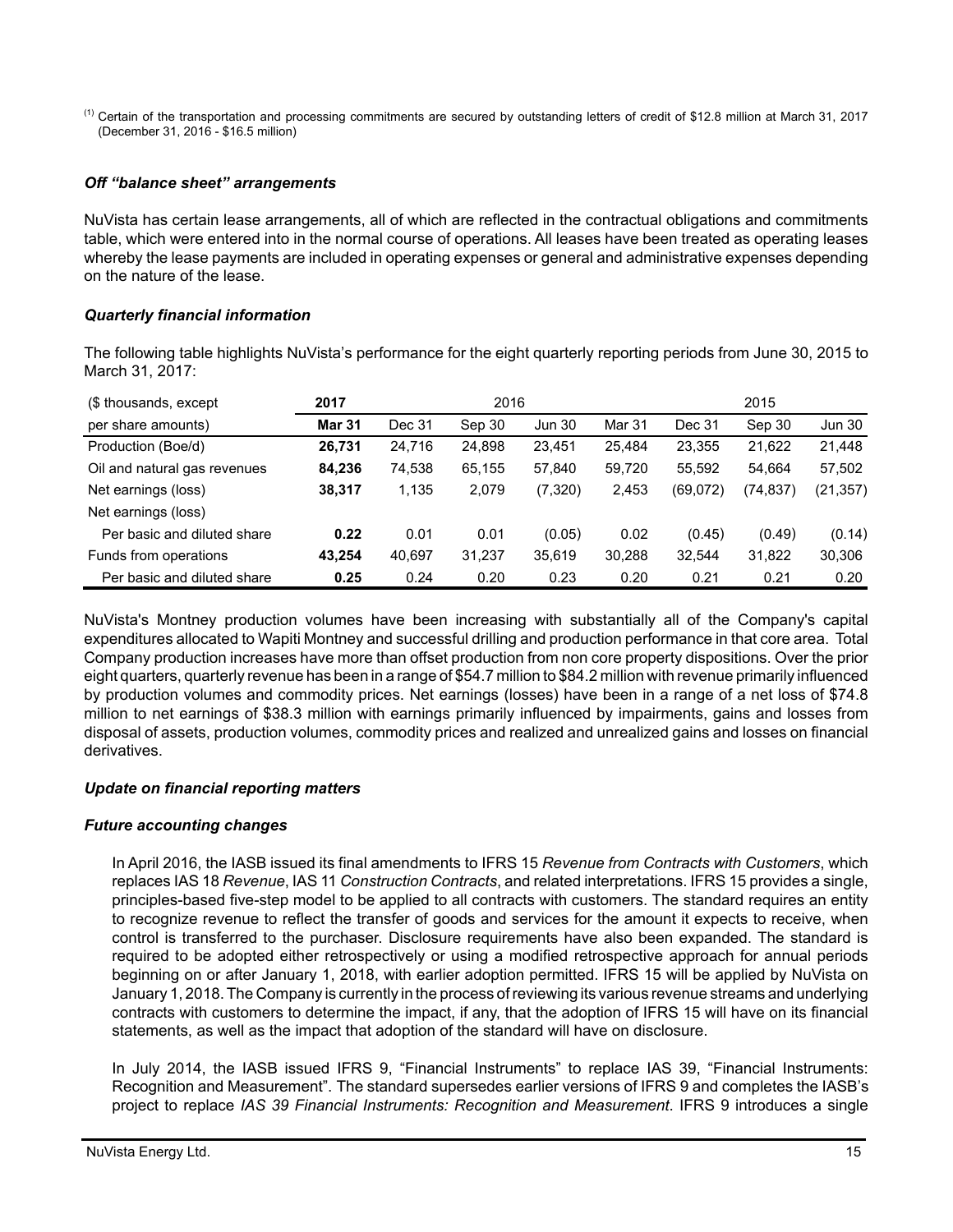(1) Certain of the transportation and processing commitments are secured by outstanding letters of credit of $12.8 million at March 31, 2017 (December 31, 2016 - $16.5 million)

### *Off "balance sheet" arrangements*

NuVista has certain lease arrangements, all of which are reflected in the contractual obligations and commitments table, which were entered into in the normal course of operations. All leases have been treated as operating leases whereby the lease payments are included in operating expenses or general and administrative expenses depending on the nature of the lease.

### *Quarterly financial information*

The following table highlights NuVista's performance for the eight quarterly reporting periods from June 30, 2015 to March 31, 2017:

| ($ thousands, except | **2017** | | 2016 | | | | 2015 | |
|---|---|---|---|---|---|---|---|---|
| per share amounts) | **Mar 31** | Dec 31 | Sep 30 | Jun 30 | Mar 31 | Dec 31 | Sep 30 | Jun 30 |
| Production (Boe/d) | **26,731** | 24,716 | 24,898 | 23,451 | 25,484 | 23,355 | 21,622 | 21,448 |
| Oil and natural gas revenues | **84,236** | 74,538 | 65,155 | 57,840 | 59,720 | 55,592 | 54,664 | 57,502 |
| Net earnings (loss) | **38,317** | 1,135 | 2,079 | (7,320) | 2,453 | (69,072) | (74,837) | (21,357) |
| Net earnings (loss) | | | | | | | | |
| Per basic and diluted share | **0.22** | 0.01 | 0.01 | (0.05) | 0.02 | (0.45) | (0.49) | (0.14) |
| Funds from operations | **43,254** | 40,697 | 31,237 | 35,619 | 30,288 | 32,544 | 31,822 | 30,306 |
| Per basic and diluted share | **0.25** | 0.24 | 0.20 | 0.23 | 0.20 | 0.21 | 0.21 | 0.20 |

NuVista's Montney production volumes have been increasing with substantially all of the Company's capital expenditures allocated to Wapiti Montney and successful drilling and production performance in that core area. Total Company production increases have more than offset production from non core property dispositions. Over the prior eight quarters, quarterly revenue has been in a range of $54.7 million to $84.2 million with revenue primarily influenced by production volumes and commodity prices. Net earnings (losses) have been in a range of a net loss of $74.8 million to net earnings of $38.3 million with earnings primarily influenced by impairments, gains and losses from disposal of assets, production volumes, commodity prices and realized and unrealized gains and losses on financial derivatives.

### *Update on financial reporting matters*

### *Future accounting changes*

In April 2016, the IASB issued its final amendments to IFRS 15 *Revenue from Contracts with Customers*, which replaces IAS 18 *Revenue*, IAS 11 *Construction Contracts*, and related interpretations. IFRS 15 provides a single, principles-based five-step model to be applied to all contracts with customers. The standard requires an entity to recognize revenue to reflect the transfer of goods and services for the amount it expects to receive, when control is transferred to the purchaser. Disclosure requirements have also been expanded. The standard is required to be adopted either retrospectively or using a modified retrospective approach for annual periods beginning on or after January 1, 2018, with earlier adoption permitted. IFRS 15 will be applied by NuVista on January 1, 2018. The Company is currently in the process of reviewing its various revenue streams and underlying contracts with customers to determine the impact, if any, that the adoption of IFRS 15 will have on its financial statements, as well as the impact that adoption of the standard will have on disclosure.

In July 2014, the IASB issued IFRS 9, "Financial Instruments" to replace IAS 39, "Financial Instruments: Recognition and Measurement". The standard supersedes earlier versions of IFRS 9 and completes the IASB's project to replace *IAS 39 Financial Instruments: Recognition and Measurement*. IFRS 9 introduces a single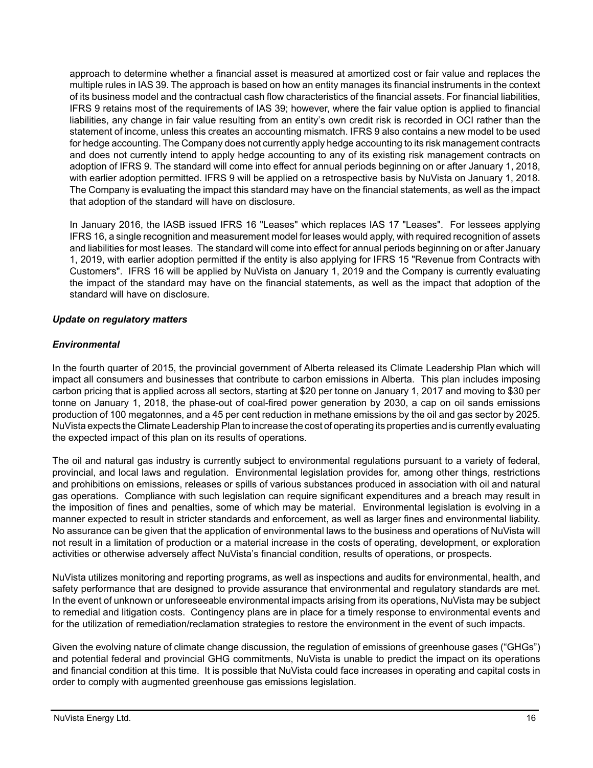approach to determine whether a financial asset is measured at amortized cost or fair value and replaces the multiple rules in IAS 39. The approach is based on how an entity manages its financial instruments in the context of its business model and the contractual cash flow characteristics of the financial assets. For financial liabilities, IFRS 9 retains most of the requirements of IAS 39; however, where the fair value option is applied to financial liabilities, any change in fair value resulting from an entity's own credit risk is recorded in OCI rather than the statement of income, unless this creates an accounting mismatch. IFRS 9 also contains a new model to be used for hedge accounting. The Company does not currently apply hedge accounting to its risk management contracts and does not currently intend to apply hedge accounting to any of its existing risk management contracts on adoption of IFRS 9. The standard will come into effect for annual periods beginning on or after January 1, 2018, with earlier adoption permitted. IFRS 9 will be applied on a retrospective basis by NuVista on January 1, 2018. The Company is evaluating the impact this standard may have on the financial statements, as well as the impact that adoption of the standard will have on disclosure.

In January 2016, the IASB issued IFRS 16 "Leases" which replaces IAS 17 "Leases". For lessees applying IFRS 16, a single recognition and measurement model for leases would apply, with required recognition of assets and liabilities for most leases. The standard will come into effect for annual periods beginning on or after January 1, 2019, with earlier adoption permitted if the entity is also applying for IFRS 15 "Revenue from Contracts with Customers". IFRS 16 will be applied by NuVista on January 1, 2019 and the Company is currently evaluating the impact of the standard may have on the financial statements, as well as the impact that adoption of the standard will have on disclosure.

***Update on regulatory matters***

***Environmental***

In the fourth quarter of 2015, the provincial government of Alberta released its Climate Leadership Plan which will impact all consumers and businesses that contribute to carbon emissions in Alberta. This plan includes imposing carbon pricing that is applied across all sectors, starting at $20 per tonne on January 1, 2017 and moving to $30 per tonne on January 1, 2018, the phase-out of coal-fired power generation by 2030, a cap on oil sands emissions production of 100 megatonnes, and a 45 per cent reduction in methane emissions by the oil and gas sector by 2025. NuVista expects the Climate Leadership Plan to increase the cost of operating its properties and is currently evaluating the expected impact of this plan on its results of operations.

The oil and natural gas industry is currently subject to environmental regulations pursuant to a variety of federal, provincial, and local laws and regulation. Environmental legislation provides for, among other things, restrictions and prohibitions on emissions, releases or spills of various substances produced in association with oil and natural gas operations. Compliance with such legislation can require significant expenditures and a breach may result in the imposition of fines and penalties, some of which may be material. Environmental legislation is evolving in a manner expected to result in stricter standards and enforcement, as well as larger fines and environmental liability. No assurance can be given that the application of environmental laws to the business and operations of NuVista will not result in a limitation of production or a material increase in the costs of operating, development, or exploration activities or otherwise adversely affect NuVista's financial condition, results of operations, or prospects.

NuVista utilizes monitoring and reporting programs, as well as inspections and audits for environmental, health, and safety performance that are designed to provide assurance that environmental and regulatory standards are met. In the event of unknown or unforeseeable environmental impacts arising from its operations, NuVista may be subject to remedial and litigation costs. Contingency plans are in place for a timely response to environmental events and for the utilization of remediation/reclamation strategies to restore the environment in the event of such impacts.

Given the evolving nature of climate change discussion, the regulation of emissions of greenhouse gases ("GHGs") and potential federal and provincial GHG commitments, NuVista is unable to predict the impact on its operations and financial condition at this time. It is possible that NuVista could face increases in operating and capital costs in order to comply with augmented greenhouse gas emissions legislation.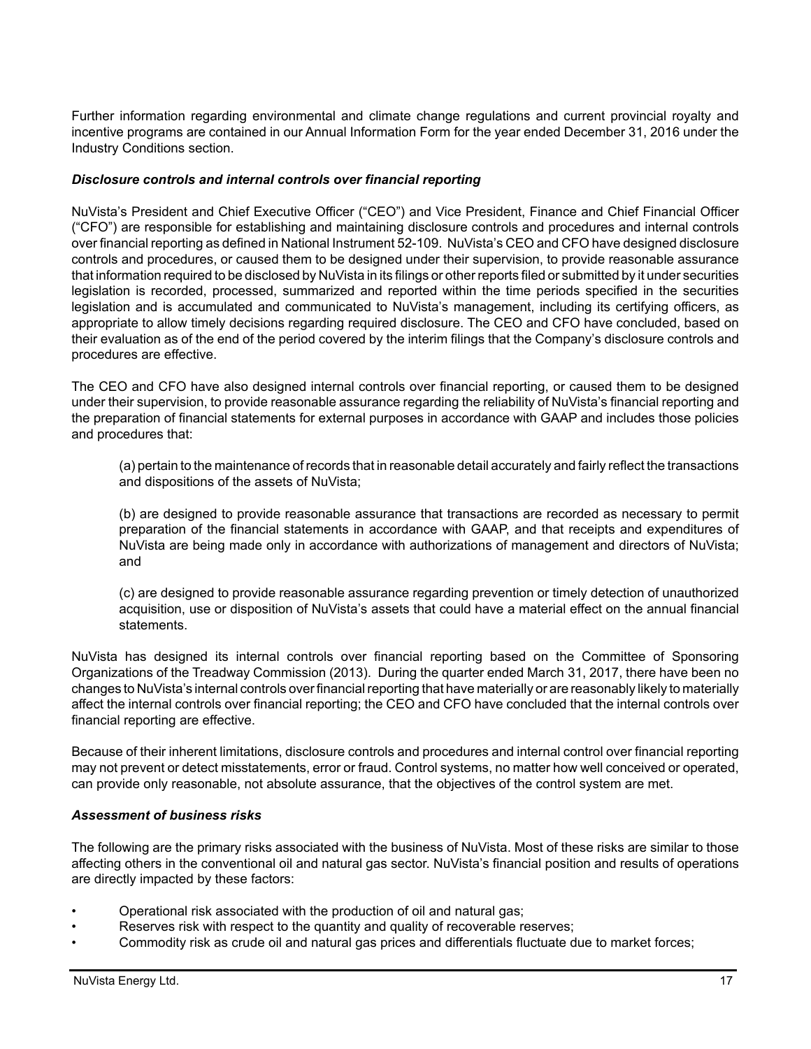Further information regarding environmental and climate change regulations and current provincial royalty and incentive programs are contained in our Annual Information Form for the year ended December 31, 2016 under the Industry Conditions section.

### *Disclosure controls and internal controls over financial reporting*

NuVista's President and Chief Executive Officer ("CEO") and Vice President, Finance and Chief Financial Officer ("CFO") are responsible for establishing and maintaining disclosure controls and procedures and internal controls over financial reporting as defined in National Instrument 52-109. NuVista's CEO and CFO have designed disclosure controls and procedures, or caused them to be designed under their supervision, to provide reasonable assurance that information required to be disclosed by NuVista in its filings or other reports filed or submitted by it under securities legislation is recorded, processed, summarized and reported within the time periods specified in the securities legislation and is accumulated and communicated to NuVista's management, including its certifying officers, as appropriate to allow timely decisions regarding required disclosure. The CEO and CFO have concluded, based on their evaluation as of the end of the period covered by the interim filings that the Company's disclosure controls and procedures are effective.

The CEO and CFO have also designed internal controls over financial reporting, or caused them to be designed under their supervision, to provide reasonable assurance regarding the reliability of NuVista's financial reporting and the preparation of financial statements for external purposes in accordance with GAAP and includes those policies and procedures that:

(a) pertain to the maintenance of records that in reasonable detail accurately and fairly reflect the transactions and dispositions of the assets of NuVista;

(b) are designed to provide reasonable assurance that transactions are recorded as necessary to permit preparation of the financial statements in accordance with GAAP, and that receipts and expenditures of NuVista are being made only in accordance with authorizations of management and directors of NuVista; and

(c) are designed to provide reasonable assurance regarding prevention or timely detection of unauthorized acquisition, use or disposition of NuVista's assets that could have a material effect on the annual financial statements.

NuVista has designed its internal controls over financial reporting based on the Committee of Sponsoring Organizations of the Treadway Commission (2013). During the quarter ended March 31, 2017, there have been no changes to NuVista's internal controls over financial reporting that have materially or are reasonably likely to materially affect the internal controls over financial reporting; the CEO and CFO have concluded that the internal controls over financial reporting are effective.

Because of their inherent limitations, disclosure controls and procedures and internal control over financial reporting may not prevent or detect misstatements, error or fraud. Control systems, no matter how well conceived or operated, can provide only reasonable, not absolute assurance, that the objectives of the control system are met.

### *Assessment of business risks*

The following are the primary risks associated with the business of NuVista. Most of these risks are similar to those affecting others in the conventional oil and natural gas sector. NuVista's financial position and results of operations are directly impacted by these factors:

- Operational risk associated with the production of oil and natural gas;
- Reserves risk with respect to the quantity and quality of recoverable reserves;
- Commodity risk as crude oil and natural gas prices and differentials fluctuate due to market forces;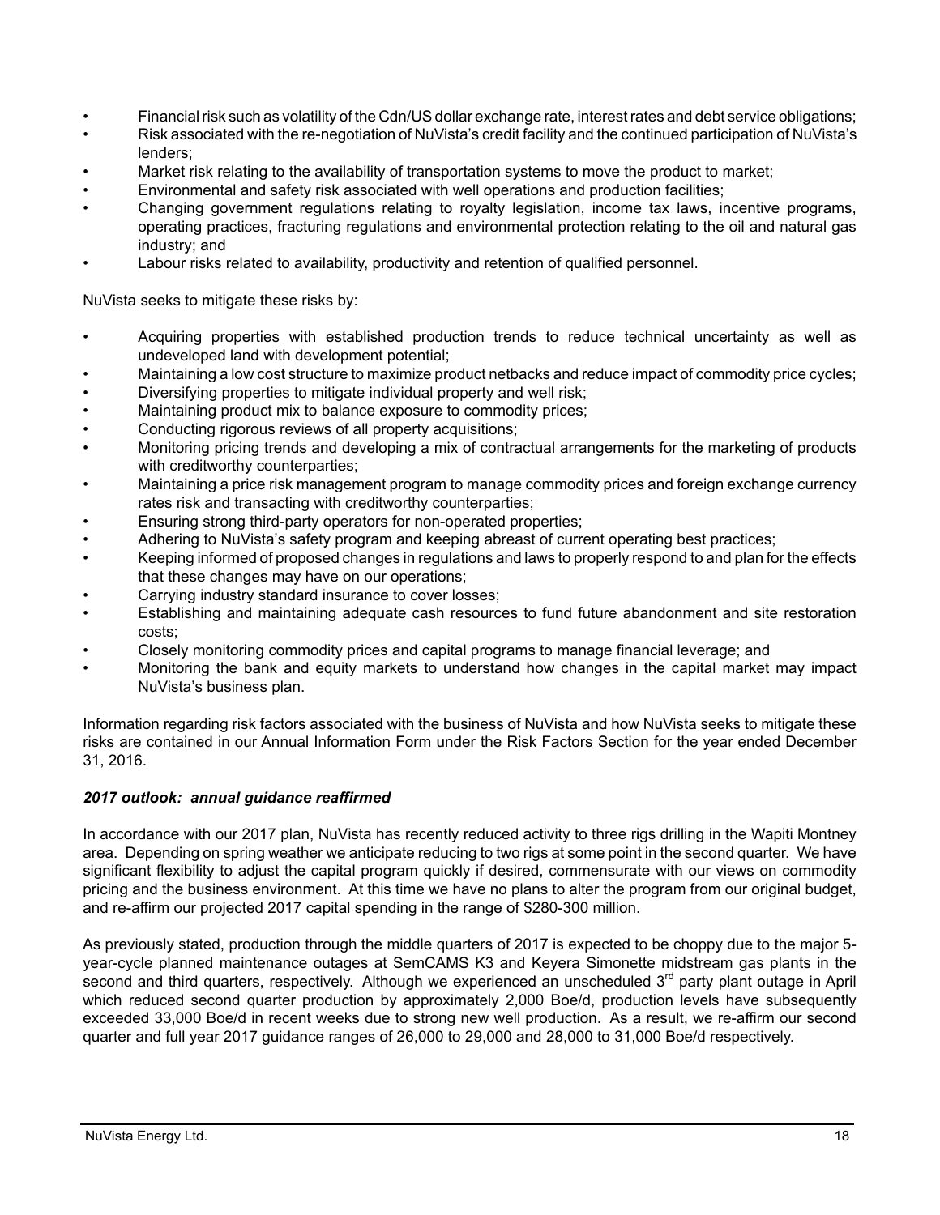- Financial risk such as volatility of the Cdn/US dollar exchange rate, interest rates and debt service obligations;
- Risk associated with the re-negotiation of NuVista's credit facility and the continued participation of NuVista's lenders;
- Market risk relating to the availability of transportation systems to move the product to market;
- Environmental and safety risk associated with well operations and production facilities;
- Changing government regulations relating to royalty legislation, income tax laws, incentive programs, operating practices, fracturing regulations and environmental protection relating to the oil and natural gas industry; and
- Labour risks related to availability, productivity and retention of qualified personnel.

NuVista seeks to mitigate these risks by:

- Acquiring properties with established production trends to reduce technical uncertainty as well as undeveloped land with development potential;
- Maintaining a low cost structure to maximize product netbacks and reduce impact of commodity price cycles;
- Diversifying properties to mitigate individual property and well risk;
- Maintaining product mix to balance exposure to commodity prices;
- Conducting rigorous reviews of all property acquisitions;
- Monitoring pricing trends and developing a mix of contractual arrangements for the marketing of products with creditworthy counterparties;
- Maintaining a price risk management program to manage commodity prices and foreign exchange currency rates risk and transacting with creditworthy counterparties;
- Ensuring strong third-party operators for non-operated properties;
- Adhering to NuVista's safety program and keeping abreast of current operating best practices;
- Keeping informed of proposed changes in regulations and laws to properly respond to and plan for the effects that these changes may have on our operations;
- Carrying industry standard insurance to cover losses;
- Establishing and maintaining adequate cash resources to fund future abandonment and site restoration costs;
- Closely monitoring commodity prices and capital programs to manage financial leverage; and
- Monitoring the bank and equity markets to understand how changes in the capital market may impact NuVista's business plan.

Information regarding risk factors associated with the business of NuVista and how NuVista seeks to mitigate these risks are contained in our Annual Information Form under the Risk Factors Section for the year ended December 31, 2016.

***2017 outlook: annual guidance reaffirmed***

In accordance with our 2017 plan, NuVista has recently reduced activity to three rigs drilling in the Wapiti Montney area. Depending on spring weather we anticipate reducing to two rigs at some point in the second quarter. We have significant flexibility to adjust the capital program quickly if desired, commensurate with our views on commodity pricing and the business environment. At this time we have no plans to alter the program from our original budget, and re-affirm our projected 2017 capital spending in the range of $280-300 million.

As previously stated, production through the middle quarters of 2017 is expected to be choppy due to the major 5-year-cycle planned maintenance outages at SemCAMS K3 and Keyera Simonette midstream gas plants in the second and third quarters, respectively. Although we experienced an unscheduled 3rd party plant outage in April which reduced second quarter production by approximately 2,000 Boe/d, production levels have subsequently exceeded 33,000 Boe/d in recent weeks due to strong new well production. As a result, we re-affirm our second quarter and full year 2017 guidance ranges of 26,000 to 29,000 and 28,000 to 31,000 Boe/d respectively.